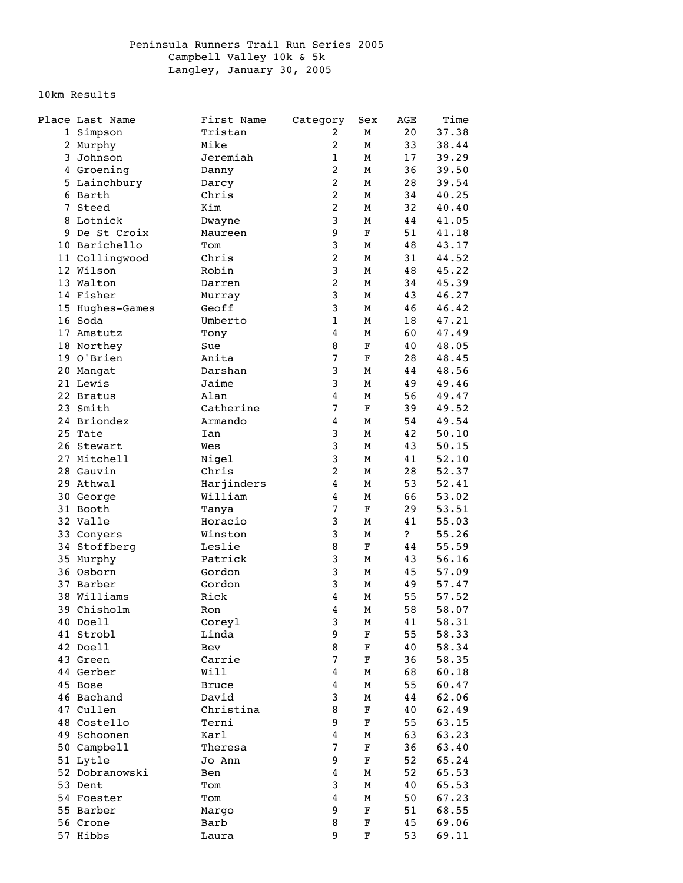# Peninsula Runners Trail Run Series 2005

## Campbell Valley 10k & 5k

## Langley, January 30, 2005

### 10km Results

| Place | Last Name | First Name | Category | Sex | AGE | Time |
|---|---|---|---|---|---|---|
| 1 | Simpson | Tristan | 2 | M | 20 | 37.38 |
| 2 | Murphy | Mike | 2 | M | 33 | 38.44 |
| 3 | Johnson | Jeremiah | 1 | M | 17 | 39.29 |
| 4 | Groening | Danny | 2 | M | 36 | 39.50 |
| 5 | Lainchbury | Darcy | 2 | M | 28 | 39.54 |
| 6 | Barth | Chris | 2 | M | 34 | 40.25 |
| 7 | Steed | Kim | 2 | M | 32 | 40.40 |
| 8 | Lotnick | Dwayne | 3 | M | 44 | 41.05 |
| 9 | De St Croix | Maureen | 9 | F | 51 | 41.18 |
| 10 | Barichello | Tom | 3 | M | 48 | 43.17 |
| 11 | Collingwood | Chris | 2 | M | 31 | 44.52 |
| 12 | Wilson | Robin | 3 | M | 48 | 45.22 |
| 13 | Walton | Darren | 2 | M | 34 | 45.39 |
| 14 | Fisher | Murray | 3 | M | 43 | 46.27 |
| 15 | Hughes-Games | Geoff | 3 | M | 46 | 46.42 |
| 16 | Soda | Umberto | 1 | M | 18 | 47.21 |
| 17 | Amstutz | Tony | 4 | M | 60 | 47.49 |
| 18 | Northey | Sue | 8 | F | 40 | 48.05 |
| 19 | O'Brien | Anita | 7 | F | 28 | 48.45 |
| 20 | Mangat | Darshan | 3 | M | 44 | 48.56 |
| 21 | Lewis | Jaime | 3 | M | 49 | 49.46 |
| 22 | Bratus | Alan | 4 | M | 56 | 49.47 |
| 23 | Smith | Catherine | 7 | F | 39 | 49.52 |
| 24 | Briondez | Armando | 4 | M | 54 | 49.54 |
| 25 | Tate | Ian | 3 | M | 42 | 50.10 |
| 26 | Stewart | Wes | 3 | M | 43 | 50.15 |
| 27 | Mitchell | Nigel | 3 | M | 41 | 52.10 |
| 28 | Gauvin | Chris | 2 | M | 28 | 52.37 |
| 29 | Athwal | Harjinders | 4 | M | 53 | 52.41 |
| 30 | George | William | 4 | M | 66 | 53.02 |
| 31 | Booth | Tanya | 7 | F | 29 | 53.51 |
| 32 | Valle | Horacio | 3 | M | 41 | 55.03 |
| 33 | Conyers | Winston | 3 | M | ? | 55.26 |
| 34 | Stoffberg | Leslie | 8 | F | 44 | 55.59 |
| 35 | Murphy | Patrick | 3 | M | 43 | 56.16 |
| 36 | Osborn | Gordon | 3 | M | 45 | 57.09 |
| 37 | Barber | Gordon | 3 | M | 49 | 57.47 |
| 38 | Williams | Rick | 4 | M | 55 | 57.52 |
| 39 | Chisholm | Ron | 4 | M | 58 | 58.07 |
| 40 | Doell | Coreyl | 3 | M | 41 | 58.31 |
| 41 | Strobl | Linda | 9 | F | 55 | 58.33 |
| 42 | Doell | Bev | 8 | F | 40 | 58.34 |
| 43 | Green | Carrie | 7 | F | 36 | 58.35 |
| 44 | Gerber | Will | 4 | M | 68 | 60.18 |
| 45 | Bose | Bruce | 4 | M | 55 | 60.47 |
| 46 | Bachand | David | 3 | M | 44 | 62.06 |
| 47 | Cullen | Christina | 8 | F | 40 | 62.49 |
| 48 | Costello | Terni | 9 | F | 55 | 63.15 |
| 49 | Schoonen | Karl | 4 | M | 63 | 63.23 |
| 50 | Campbell | Theresa | 7 | F | 36 | 63.40 |
| 51 | Lytle | Jo Ann | 9 | F | 52 | 65.24 |
| 52 | Dobranowski | Ben | 4 | M | 52 | 65.53 |
| 53 | Dent | Tom | 3 | M | 40 | 65.53 |
| 54 | Foester | Tom | 4 | M | 50 | 67.23 |
| 55 | Barber | Margo | 9 | F | 51 | 68.55 |
| 56 | Crone | Barb | 8 | F | 45 | 69.06 |
| 57 | Hibbs | Laura | 9 | F | 53 | 69.11 |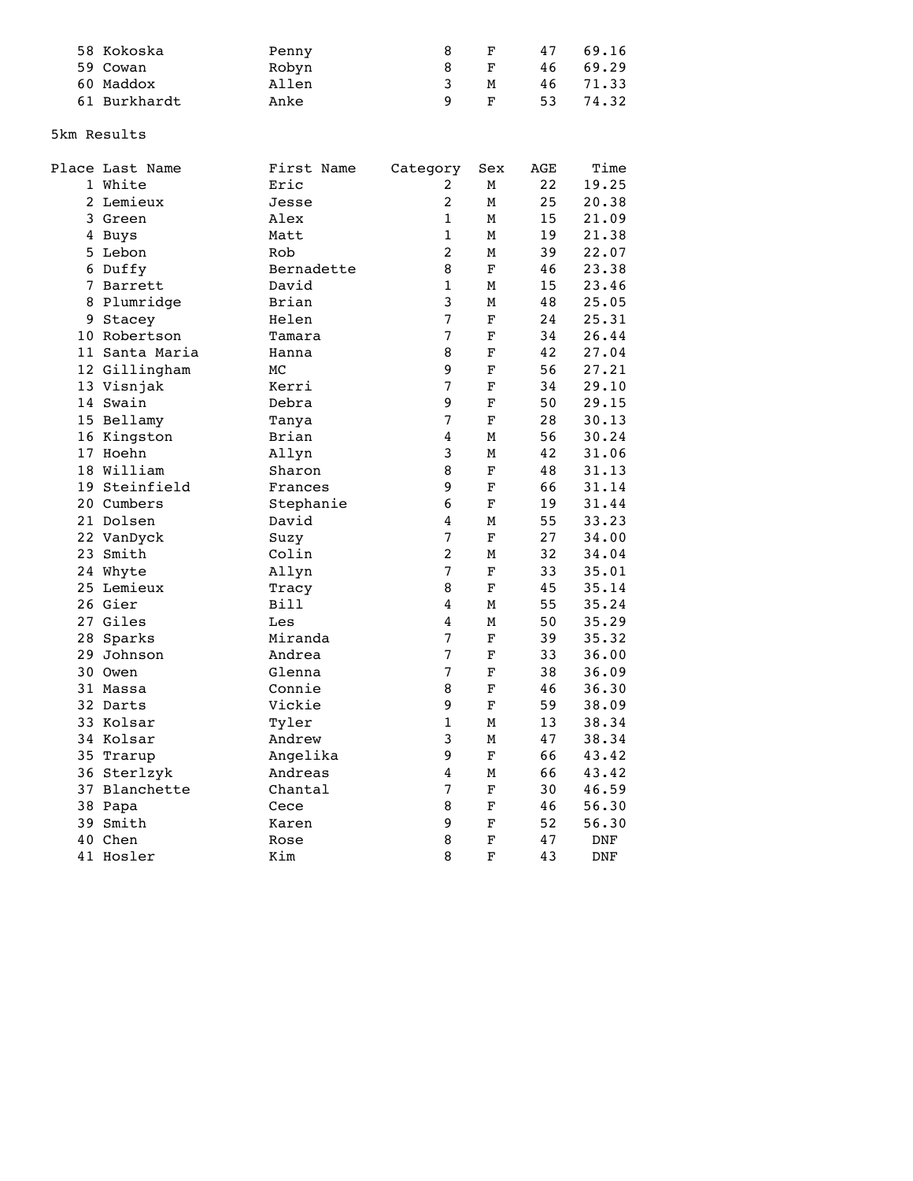| | | | | | | |
|---|---|---|---|---|---|---|
| 58 | Kokoska | Penny | 8 | F | 47 | 69.16 |
| 59 | Cowan | Robyn | 8 | F | 46 | 69.29 |
| 60 | Maddox | Allen | 3 | M | 46 | 71.33 |
| 61 | Burkhardt | Anke | 9 | F | 53 | 74.32 |

5km Results

| Place | Last Name | First Name | Category | Sex | AGE | Time |
|---|---|---|---|---|---|---|
| 1 | White | Eric | 2 | M | 22 | 19.25 |
| 2 | Lemieux | Jesse | 2 | M | 25 | 20.38 |
| 3 | Green | Alex | 1 | M | 15 | 21.09 |
| 4 | Buys | Matt | 1 | M | 19 | 21.38 |
| 5 | Lebon | Rob | 2 | M | 39 | 22.07 |
| 6 | Duffy | Bernadette | 8 | F | 46 | 23.38 |
| 7 | Barrett | David | 1 | M | 15 | 23.46 |
| 8 | Plumridge | Brian | 3 | M | 48 | 25.05 |
| 9 | Stacey | Helen | 7 | F | 24 | 25.31 |
| 10 | Robertson | Tamara | 7 | F | 34 | 26.44 |
| 11 | Santa Maria | Hanna | 8 | F | 42 | 27.04 |
| 12 | Gillingham | MC | 9 | F | 56 | 27.21 |
| 13 | Visnjak | Kerri | 7 | F | 34 | 29.10 |
| 14 | Swain | Debra | 9 | F | 50 | 29.15 |
| 15 | Bellamy | Tanya | 7 | F | 28 | 30.13 |
| 16 | Kingston | Brian | 4 | M | 56 | 30.24 |
| 17 | Hoehn | Allyn | 3 | M | 42 | 31.06 |
| 18 | William | Sharon | 8 | F | 48 | 31.13 |
| 19 | Steinfield | Frances | 9 | F | 66 | 31.14 |
| 20 | Cumbers | Stephanie | 6 | F | 19 | 31.44 |
| 21 | Dolsen | David | 4 | M | 55 | 33.23 |
| 22 | VanDyck | Suzy | 7 | F | 27 | 34.00 |
| 23 | Smith | Colin | 2 | M | 32 | 34.04 |
| 24 | Whyte | Allyn | 7 | F | 33 | 35.01 |
| 25 | Lemieux | Tracy | 8 | F | 45 | 35.14 |
| 26 | Gier | Bill | 4 | M | 55 | 35.24 |
| 27 | Giles | Les | 4 | M | 50 | 35.29 |
| 28 | Sparks | Miranda | 7 | F | 39 | 35.32 |
| 29 | Johnson | Andrea | 7 | F | 33 | 36.00 |
| 30 | Owen | Glenna | 7 | F | 38 | 36.09 |
| 31 | Massa | Connie | 8 | F | 46 | 36.30 |
| 32 | Darts | Vickie | 9 | F | 59 | 38.09 |
| 33 | Kolsar | Tyler | 1 | M | 13 | 38.34 |
| 34 | Kolsar | Andrew | 3 | M | 47 | 38.34 |
| 35 | Trarup | Angelika | 9 | F | 66 | 43.42 |
| 36 | Sterlzyk | Andreas | 4 | M | 66 | 43.42 |
| 37 | Blanchette | Chantal | 7 | F | 30 | 46.59 |
| 38 | Papa | Cece | 8 | F | 46 | 56.30 |
| 39 | Smith | Karen | 9 | F | 52 | 56.30 |
| 40 | Chen | Rose | 8 | F | 47 | DNF |
| 41 | Hosler | Kim | 8 | F | 43 | DNF |